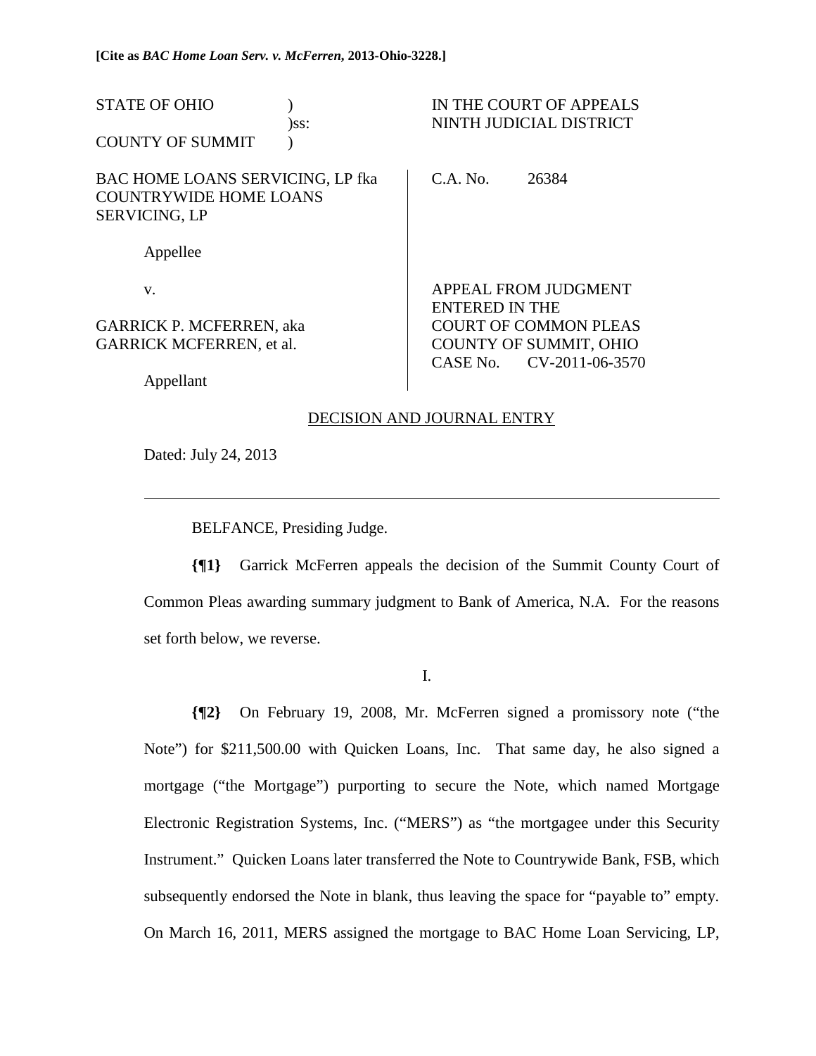**[Cite as *BAC Home Loan Serv. v. McFerren*, 2013-Ohio-3228.]**

| | |
|---|---|
| STATE OF OHIO )<br>)ss:<br>COUNTY OF SUMMIT ) | IN THE COURT OF APPEALS<br>NINTH JUDICIAL DISTRICT |
| BAC HOME LOANS SERVICING, LP fka COUNTRYWIDE HOME LOANS SERVICING, LP<br><br>Appellee<br><br>v.<br><br>GARRICK P. MCFERREN, aka GARRICK MCFERREN, et al.<br><br>Appellant | C.A. No. 26384<br><br>APPEAL FROM JUDGMENT ENTERED IN THE COURT OF COMMON PLEAS COUNTY OF SUMMIT, OHIO CASE No. CV-2011-06-3570 |

DECISION AND JOURNAL ENTRY

Dated: July 24, 2013

---

BELFANCE, Presiding Judge.

**{¶1}** Garrick McFerren appeals the decision of the Summit County Court of Common Pleas awarding summary judgment to Bank of America, N.A. For the reasons set forth below, we reverse.

I.

**{¶2}** On February 19, 2008, Mr. McFerren signed a promissory note ("the Note") for $211,500.00 with Quicken Loans, Inc. That same day, he also signed a mortgage ("the Mortgage") purporting to secure the Note, which named Mortgage Electronic Registration Systems, Inc. ("MERS") as "the mortgagee under this Security Instrument." Quicken Loans later transferred the Note to Countrywide Bank, FSB, which subsequently endorsed the Note in blank, thus leaving the space for "payable to" empty. On March 16, 2011, MERS assigned the mortgage to BAC Home Loan Servicing, LP,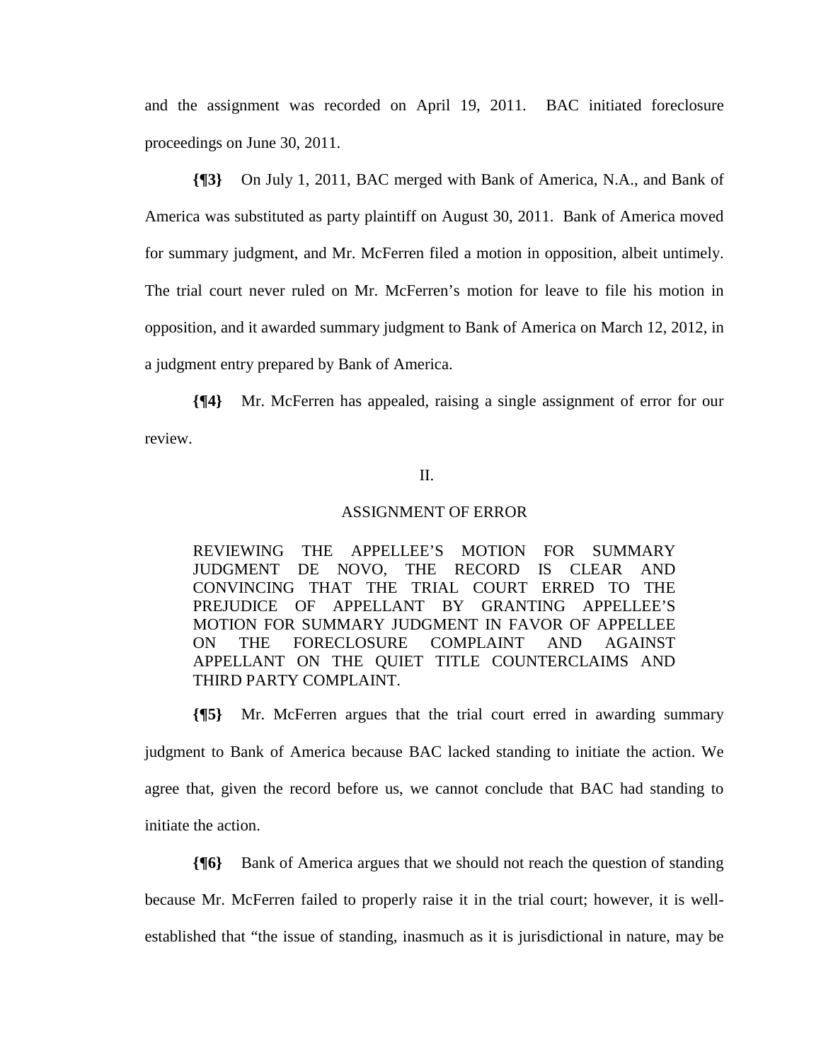and the assignment was recorded on April 19, 2011. BAC initiated foreclosure proceedings on June 30, 2011.

**{¶3}** On July 1, 2011, BAC merged with Bank of America, N.A., and Bank of America was substituted as party plaintiff on August 30, 2011. Bank of America moved for summary judgment, and Mr. McFerren filed a motion in opposition, albeit untimely. The trial court never ruled on Mr. McFerren's motion for leave to file his motion in opposition, and it awarded summary judgment to Bank of America on March 12, 2012, in a judgment entry prepared by Bank of America.

**{¶4}** Mr. McFerren has appealed, raising a single assignment of error for our review.

II.

ASSIGNMENT OF ERROR

> REVIEWING THE APPELLEE'S MOTION FOR SUMMARY JUDGMENT DE NOVO, THE RECORD IS CLEAR AND CONVINCING THAT THE TRIAL COURT ERRED TO THE PREJUDICE OF APPELLANT BY GRANTING APPELLEE'S MOTION FOR SUMMARY JUDGMENT IN FAVOR OF APPELLEE ON THE FORECLOSURE COMPLAINT AND AGAINST APPELLANT ON THE QUIET TITLE COUNTERCLAIMS AND THIRD PARTY COMPLAINT.

**{¶5}** Mr. McFerren argues that the trial court erred in awarding summary judgment to Bank of America because BAC lacked standing to initiate the action. We agree that, given the record before us, we cannot conclude that BAC had standing to initiate the action.

**{¶6}** Bank of America argues that we should not reach the question of standing because Mr. McFerren failed to properly raise it in the trial court; however, it is well-established that "the issue of standing, inasmuch as it is jurisdictional in nature, may be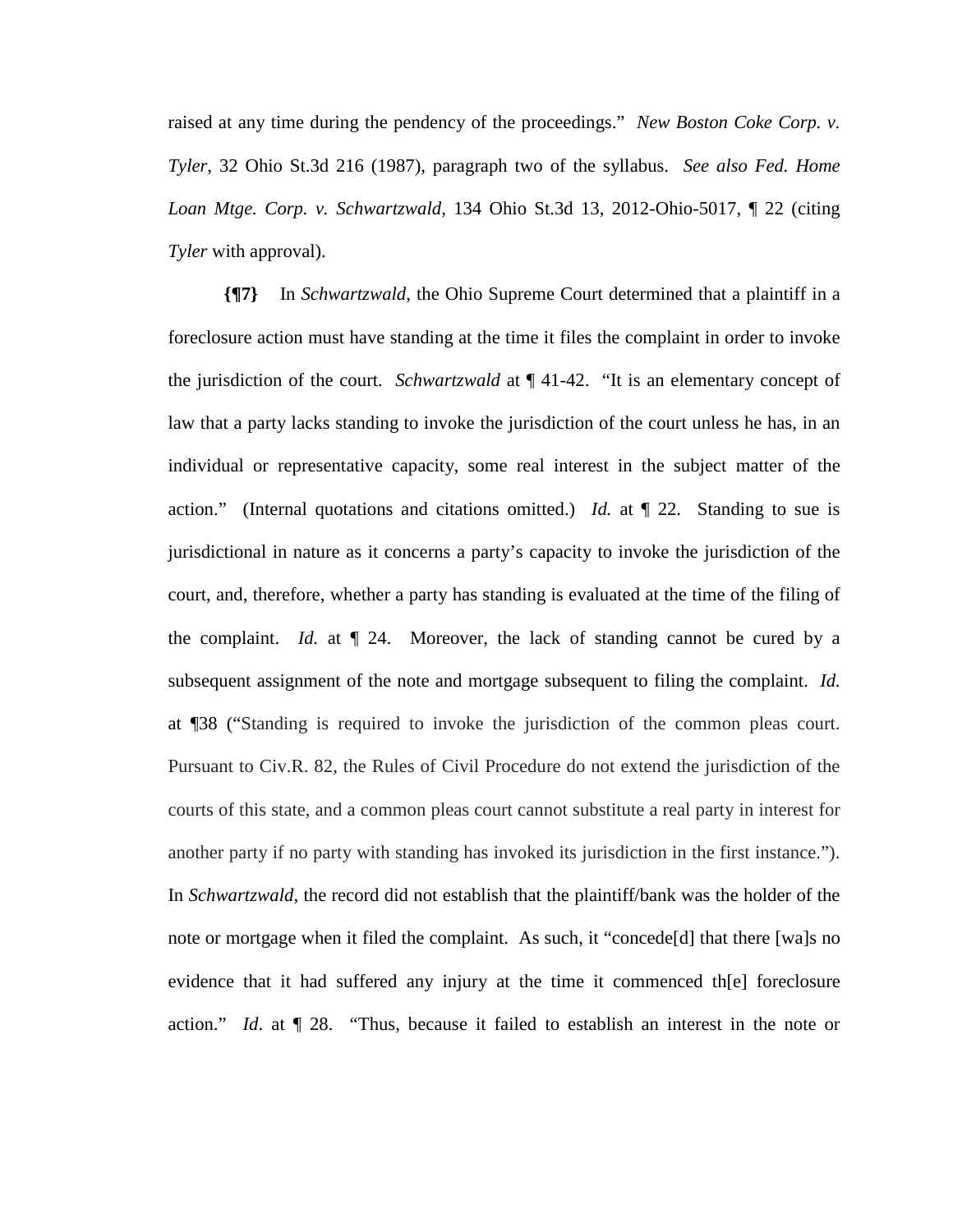raised at any time during the pendency of the proceedings." *New Boston Coke Corp. v. Tyler*, 32 Ohio St.3d 216 (1987), paragraph two of the syllabus. *See also Fed. Home Loan Mtge. Corp. v. Schwartzwald*, 134 Ohio St.3d 13, 2012-Ohio-5017, ¶ 22 (citing *Tyler* with approval).

**{¶7}** In *Schwartzwald*, the Ohio Supreme Court determined that a plaintiff in a foreclosure action must have standing at the time it files the complaint in order to invoke the jurisdiction of the court. *Schwartzwald* at ¶ 41-42. "It is an elementary concept of law that a party lacks standing to invoke the jurisdiction of the court unless he has, in an individual or representative capacity, some real interest in the subject matter of the action." (Internal quotations and citations omitted.) *Id.* at ¶ 22. Standing to sue is jurisdictional in nature as it concerns a party's capacity to invoke the jurisdiction of the court, and, therefore, whether a party has standing is evaluated at the time of the filing of the complaint. *Id.* at ¶ 24. Moreover, the lack of standing cannot be cured by a subsequent assignment of the note and mortgage subsequent to filing the complaint. *Id.* at ¶38 ("Standing is required to invoke the jurisdiction of the common pleas court. Pursuant to Civ.R. 82, the Rules of Civil Procedure do not extend the jurisdiction of the courts of this state, and a common pleas court cannot substitute a real party in interest for another party if no party with standing has invoked its jurisdiction in the first instance."). In *Schwartzwald,* the record did not establish that the plaintiff/bank was the holder of the note or mortgage when it filed the complaint. As such, it "concede[d] that there [wa]s no evidence that it had suffered any injury at the time it commenced th[e] foreclosure action." *Id*. at ¶ 28. "Thus, because it failed to establish an interest in the note or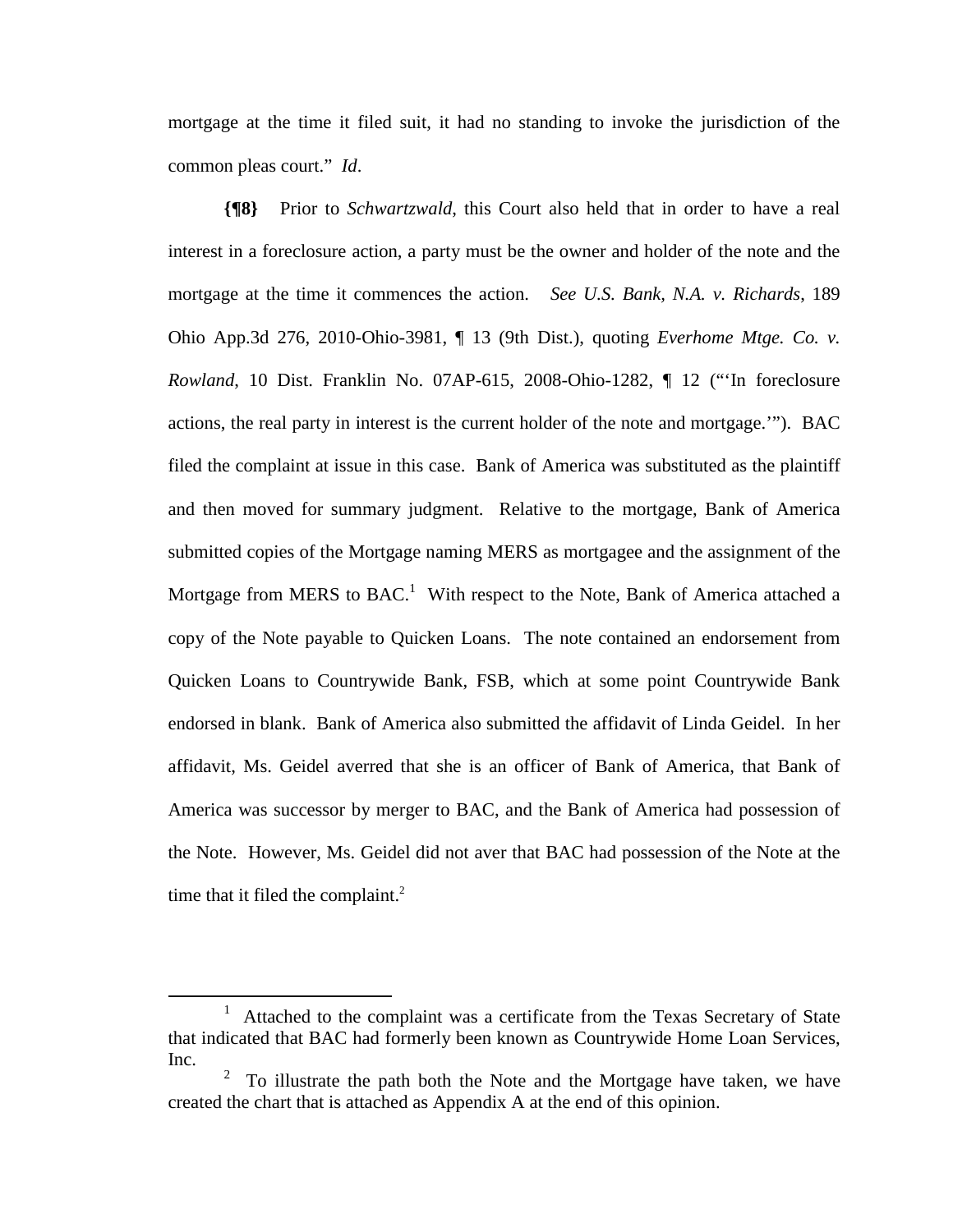mortgage at the time it filed suit, it had no standing to invoke the jurisdiction of the common pleas court." *Id*.

**{¶8}** Prior to *Schwartzwald*, this Court also held that in order to have a real interest in a foreclosure action, a party must be the owner and holder of the note and the mortgage at the time it commences the action. *See U.S. Bank, N.A. v. Richards*, 189 Ohio App.3d 276, 2010-Ohio-3981, ¶ 13 (9th Dist.), quoting *Everhome Mtge. Co. v. Rowland*, 10 Dist. Franklin No. 07AP-615, 2008-Ohio-1282, ¶ 12 ("'In foreclosure actions, the real party in interest is the current holder of the note and mortgage.'"). BAC filed the complaint at issue in this case. Bank of America was substituted as the plaintiff and then moved for summary judgment. Relative to the mortgage, Bank of America submitted copies of the Mortgage naming MERS as mortgagee and the assignment of the Mortgage from MERS to BAC.[1] With respect to the Note, Bank of America attached a copy of the Note payable to Quicken Loans. The note contained an endorsement from Quicken Loans to Countrywide Bank, FSB, which at some point Countrywide Bank endorsed in blank. Bank of America also submitted the affidavit of Linda Geidel. In her affidavit, Ms. Geidel averred that she is an officer of Bank of America, that Bank of America was successor by merger to BAC, and the Bank of America had possession of the Note. However, Ms. Geidel did not aver that BAC had possession of the Note at the time that it filed the complaint.[2]

---

[1] Attached to the complaint was a certificate from the Texas Secretary of State that indicated that BAC had formerly been known as Countrywide Home Loan Services, Inc.

[2] To illustrate the path both the Note and the Mortgage have taken, we have created the chart that is attached as Appendix A at the end of this opinion.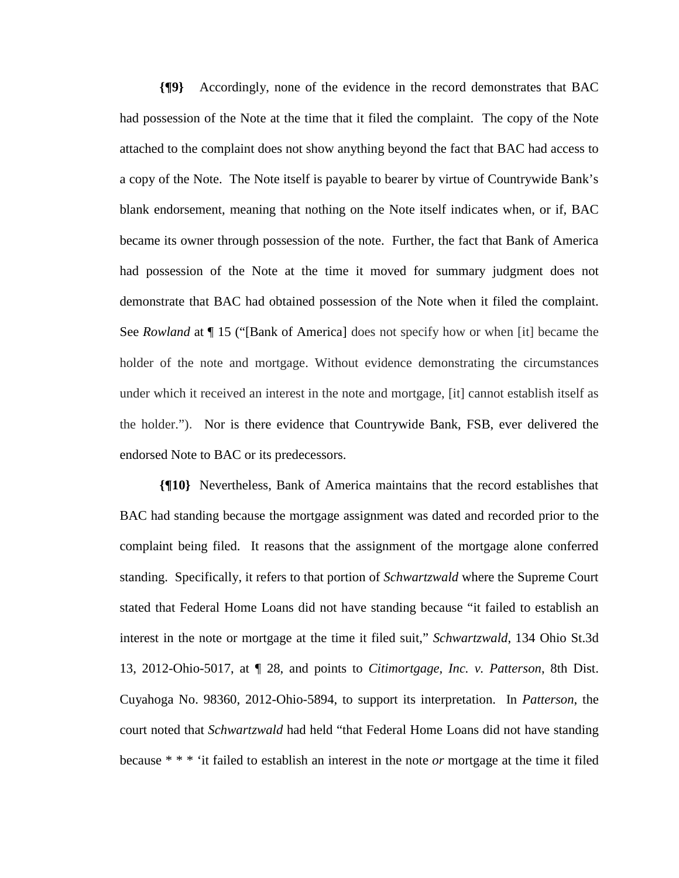**{¶9}** Accordingly, none of the evidence in the record demonstrates that BAC had possession of the Note at the time that it filed the complaint. The copy of the Note attached to the complaint does not show anything beyond the fact that BAC had access to a copy of the Note. The Note itself is payable to bearer by virtue of Countrywide Bank's blank endorsement, meaning that nothing on the Note itself indicates when, or if, BAC became its owner through possession of the note. Further, the fact that Bank of America had possession of the Note at the time it moved for summary judgment does not demonstrate that BAC had obtained possession of the Note when it filed the complaint. See *Rowland* at ¶ 15 ("[Bank of America] does not specify how or when [it] became the holder of the note and mortgage. Without evidence demonstrating the circumstances under which it received an interest in the note and mortgage, [it] cannot establish itself as the holder."). Nor is there evidence that Countrywide Bank, FSB, ever delivered the endorsed Note to BAC or its predecessors.

**{¶10}** Nevertheless, Bank of America maintains that the record establishes that BAC had standing because the mortgage assignment was dated and recorded prior to the complaint being filed. It reasons that the assignment of the mortgage alone conferred standing. Specifically, it refers to that portion of *Schwartzwald* where the Supreme Court stated that Federal Home Loans did not have standing because "it failed to establish an interest in the note or mortgage at the time it filed suit," *Schwartzwald*, 134 Ohio St.3d 13, 2012-Ohio-5017, at ¶ 28, and points to *Citimortgage, Inc. v. Patterson*, 8th Dist. Cuyahoga No. 98360, 2012-Ohio-5894, to support its interpretation. In *Patterson*, the court noted that *Schwartzwald* had held "that Federal Home Loans did not have standing because * * * 'it failed to establish an interest in the note *or* mortgage at the time it filed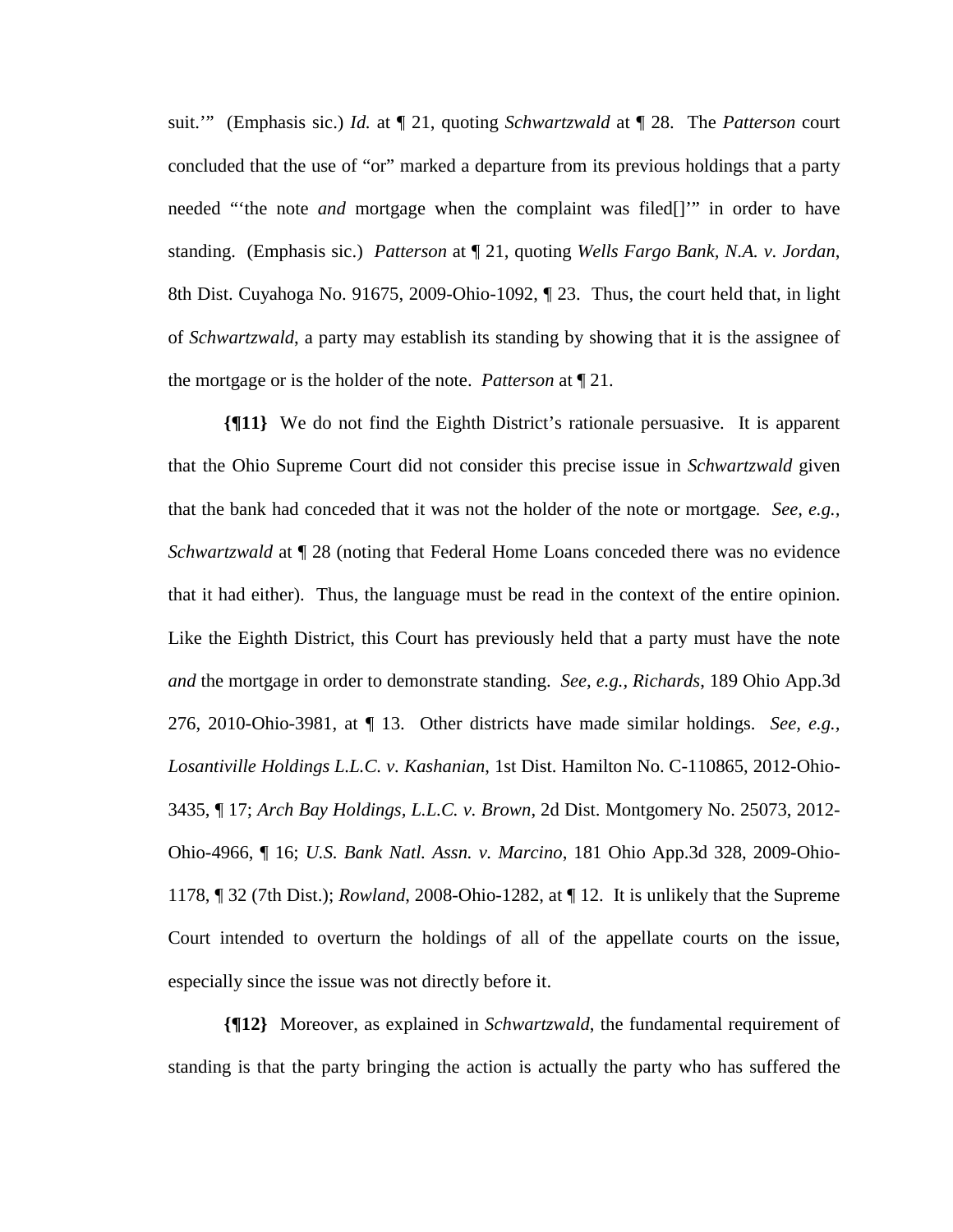suit.'" (Emphasis sic.) *Id.* at ¶ 21, quoting *Schwartzwald* at ¶ 28. The *Patterson* court concluded that the use of "or" marked a departure from its previous holdings that a party needed "'the note *and* mortgage when the complaint was filed[]'" in order to have standing. (Emphasis sic.) *Patterson* at ¶ 21, quoting *Wells Fargo Bank, N.A. v. Jordan*, 8th Dist. Cuyahoga No. 91675, 2009-Ohio-1092, ¶ 23. Thus, the court held that, in light of *Schwartzwald*, a party may establish its standing by showing that it is the assignee of the mortgage or is the holder of the note. *Patterson* at ¶ 21.

**{¶11}** We do not find the Eighth District's rationale persuasive. It is apparent that the Ohio Supreme Court did not consider this precise issue in *Schwartzwald* given that the bank had conceded that it was not the holder of the note or mortgage. *See, e.g., Schwartzwald* at ¶ 28 (noting that Federal Home Loans conceded there was no evidence that it had either). Thus, the language must be read in the context of the entire opinion. Like the Eighth District, this Court has previously held that a party must have the note *and* the mortgage in order to demonstrate standing. *See, e.g., Richards*, 189 Ohio App.3d 276, 2010-Ohio-3981, at ¶ 13. Other districts have made similar holdings. *See, e.g., Losantiville Holdings L.L.C. v. Kashanian*, 1st Dist. Hamilton No. C-110865, 2012-Ohio-3435, ¶ 17; *Arch Bay Holdings, L.L.C. v. Brown*, 2d Dist. Montgomery No. 25073, 2012-Ohio-4966, ¶ 16; *U.S. Bank Natl. Assn. v. Marcino*, 181 Ohio App.3d 328, 2009-Ohio-1178, ¶ 32 (7th Dist.); *Rowland*, 2008-Ohio-1282, at ¶ 12. It is unlikely that the Supreme Court intended to overturn the holdings of all of the appellate courts on the issue, especially since the issue was not directly before it.

**{¶12}** Moreover, as explained in *Schwartzwald*, the fundamental requirement of standing is that the party bringing the action is actually the party who has suffered the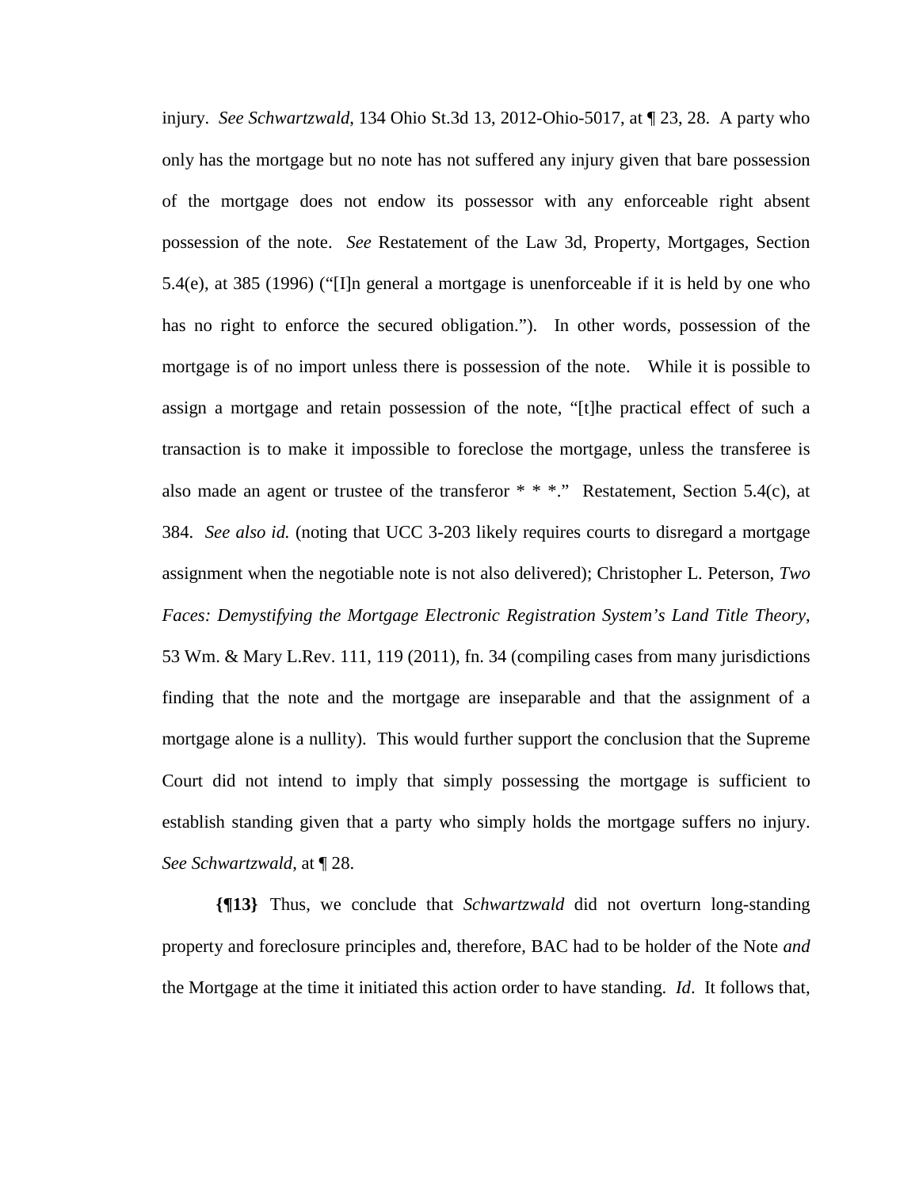injury. *See Schwartzwald*, 134 Ohio St.3d 13, 2012-Ohio-5017, at ¶ 23, 28. A party who only has the mortgage but no note has not suffered any injury given that bare possession of the mortgage does not endow its possessor with any enforceable right absent possession of the note. *See* Restatement of the Law 3d, Property, Mortgages, Section 5.4(e), at 385 (1996) ("[I]n general a mortgage is unenforceable if it is held by one who has no right to enforce the secured obligation."). In other words, possession of the mortgage is of no import unless there is possession of the note. While it is possible to assign a mortgage and retain possession of the note, "[t]he practical effect of such a transaction is to make it impossible to foreclose the mortgage, unless the transferee is also made an agent or trustee of the transferor * * *." Restatement, Section 5.4(c), at 384. *See also id.* (noting that UCC 3-203 likely requires courts to disregard a mortgage assignment when the negotiable note is not also delivered); Christopher L. Peterson, *Two Faces: Demystifying the Mortgage Electronic Registration System's Land Title Theory*, 53 Wm. & Mary L.Rev. 111, 119 (2011), fn. 34 (compiling cases from many jurisdictions finding that the note and the mortgage are inseparable and that the assignment of a mortgage alone is a nullity). This would further support the conclusion that the Supreme Court did not intend to imply that simply possessing the mortgage is sufficient to establish standing given that a party who simply holds the mortgage suffers no injury. *See Schwartzwald*, at ¶ 28.

**{¶13}** Thus, we conclude that *Schwartzwald* did not overturn long-standing property and foreclosure principles and, therefore, BAC had to be holder of the Note *and* the Mortgage at the time it initiated this action order to have standing. *Id*. It follows that,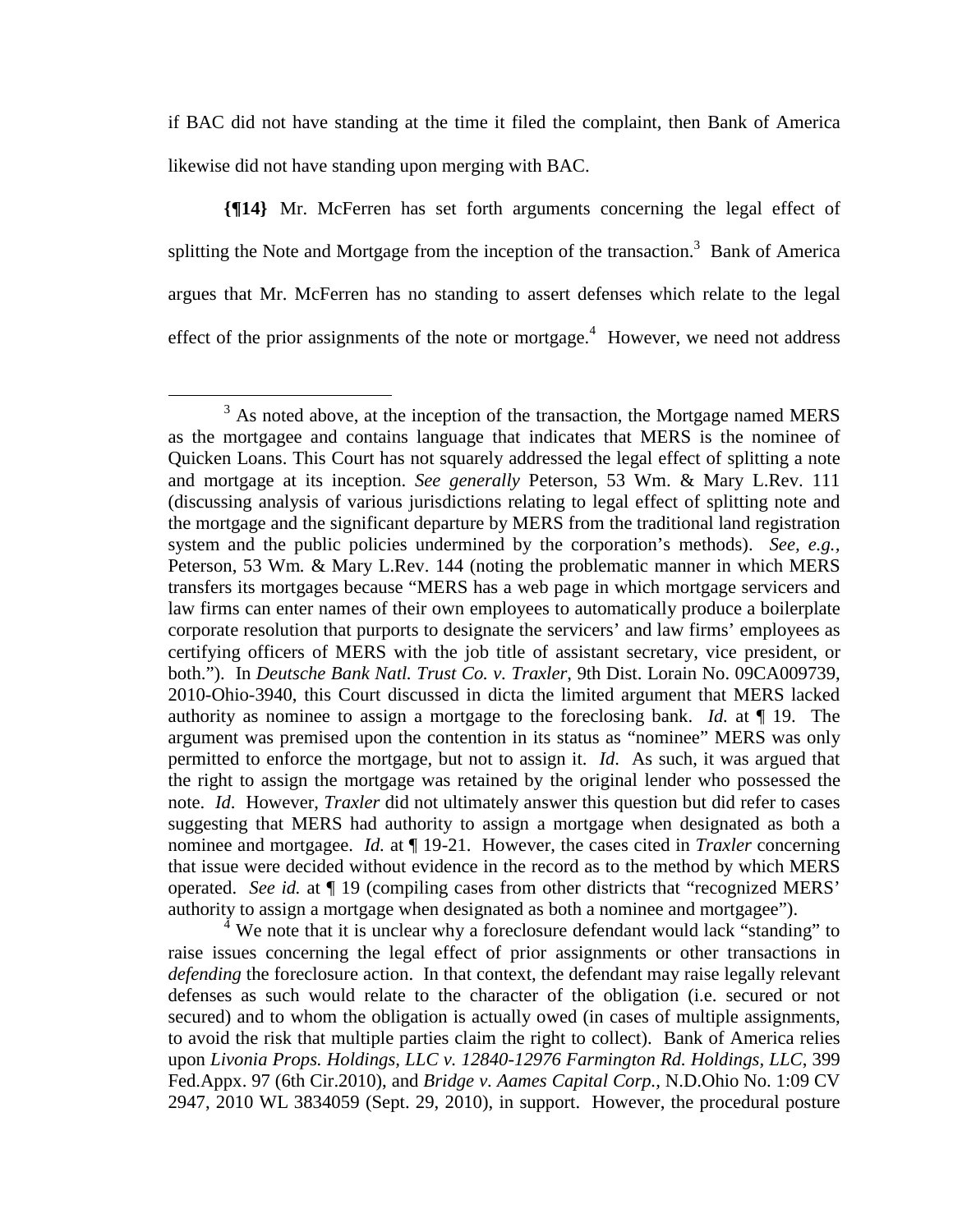if BAC did not have standing at the time it filed the complaint, then Bank of America likewise did not have standing upon merging with BAC.

**{¶14}** Mr. McFerren has set forth arguments concerning the legal effect of splitting the Note and Mortgage from the inception of the transaction.[3] Bank of America argues that Mr. McFerren has no standing to assert defenses which relate to the legal effect of the prior assignments of the note or mortgage.[4] However, we need not address

---

[3] As noted above, at the inception of the transaction, the Mortgage named MERS as the mortgagee and contains language that indicates that MERS is the nominee of Quicken Loans. This Court has not squarely addressed the legal effect of splitting a note and mortgage at its inception. *See generally* Peterson, 53 Wm. & Mary L.Rev. 111 (discussing analysis of various jurisdictions relating to legal effect of splitting note and the mortgage and the significant departure by MERS from the traditional land registration system and the public policies undermined by the corporation's methods). *See, e.g.,* Peterson, 53 Wm. & Mary L.Rev. 144 (noting the problematic manner in which MERS transfers its mortgages because "MERS has a web page in which mortgage servicers and law firms can enter names of their own employees to automatically produce a boilerplate corporate resolution that purports to designate the servicers' and law firms' employees as certifying officers of MERS with the job title of assistant secretary, vice president, or both."). In *Deutsche Bank Natl. Trust Co. v. Traxler*, 9th Dist. Lorain No. 09CA009739, 2010-Ohio-3940, this Court discussed in dicta the limited argument that MERS lacked authority as nominee to assign a mortgage to the foreclosing bank. *Id.* at ¶ 19. The argument was premised upon the contention in its status as "nominee" MERS was only permitted to enforce the mortgage, but not to assign it. *Id*. As such, it was argued that the right to assign the mortgage was retained by the original lender who possessed the note. *Id*. However, *Traxler* did not ultimately answer this question but did refer to cases suggesting that MERS had authority to assign a mortgage when designated as both a nominee and mortgagee. *Id.* at ¶ 19-21. However, the cases cited in *Traxler* concerning that issue were decided without evidence in the record as to the method by which MERS operated. *See id.* at ¶ 19 (compiling cases from other districts that "recognized MERS' authority to assign a mortgage when designated as both a nominee and mortgagee").

[4] We note that it is unclear why a foreclosure defendant would lack "standing" to raise issues concerning the legal effect of prior assignments or other transactions in *defending* the foreclosure action. In that context, the defendant may raise legally relevant defenses as such would relate to the character of the obligation (i.e. secured or not secured) and to whom the obligation is actually owed (in cases of multiple assignments, to avoid the risk that multiple parties claim the right to collect). Bank of America relies upon *Livonia Props. Holdings, LLC v. 12840-12976 Farmington Rd. Holdings, LLC*, 399 Fed.Appx. 97 (6th Cir.2010), and *Bridge v. Aames Capital Corp.,* N.D.Ohio No. 1:09 CV 2947, 2010 WL 3834059 (Sept. 29, 2010), in support. However, the procedural posture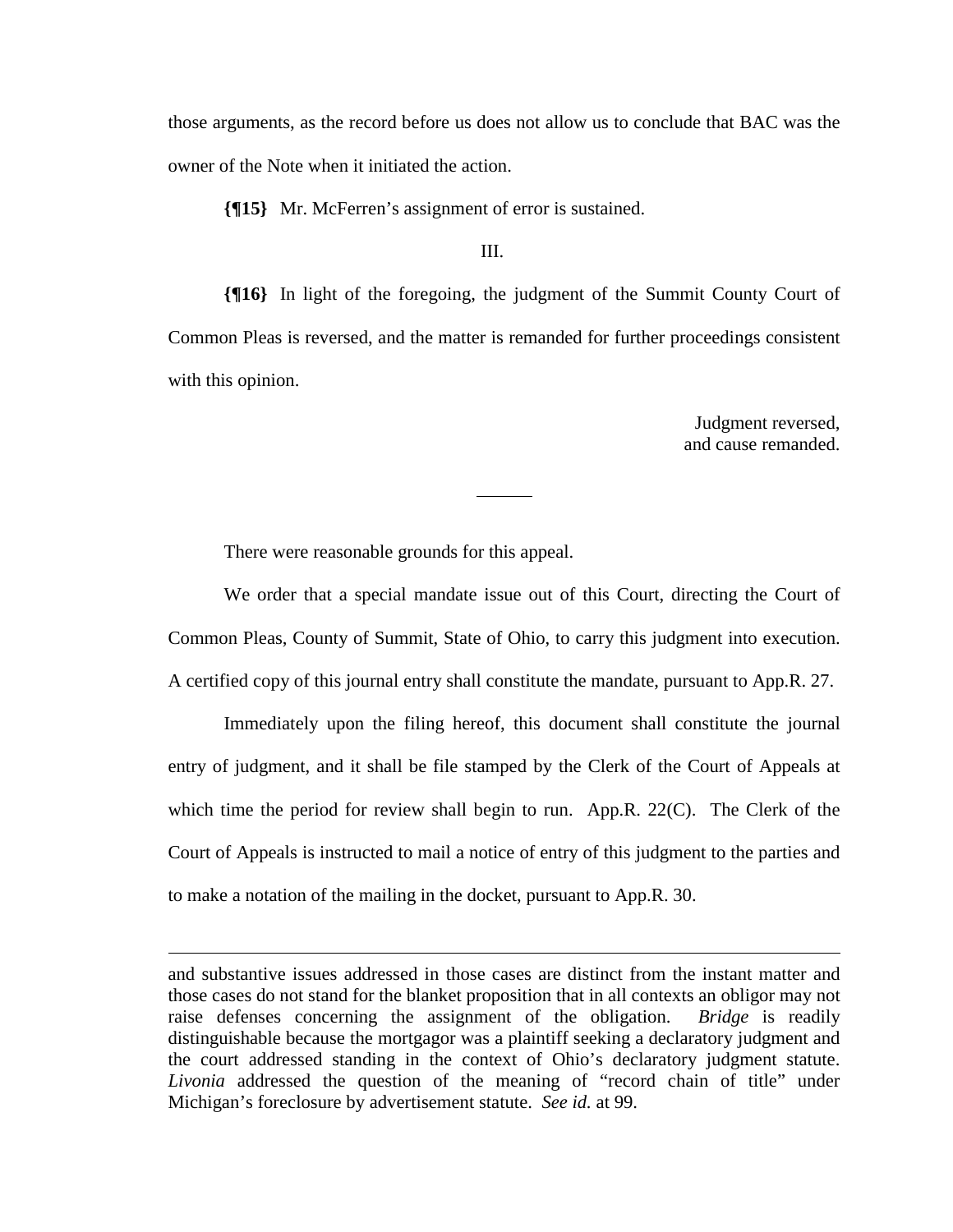those arguments, as the record before us does not allow us to conclude that BAC was the owner of the Note when it initiated the action.

**{¶15}** Mr. McFerren's assignment of error is sustained.

III.

**{¶16}** In light of the foregoing, the judgment of the Summit County Court of Common Pleas is reversed, and the matter is remanded for further proceedings consistent with this opinion.

Judgment reversed,
and cause remanded.

---

There were reasonable grounds for this appeal.

We order that a special mandate issue out of this Court, directing the Court of Common Pleas, County of Summit, State of Ohio, to carry this judgment into execution. A certified copy of this journal entry shall constitute the mandate, pursuant to App.R. 27.

Immediately upon the filing hereof, this document shall constitute the journal entry of judgment, and it shall be file stamped by the Clerk of the Court of Appeals at which time the period for review shall begin to run. App.R. 22(C). The Clerk of the Court of Appeals is instructed to mail a notice of entry of this judgment to the parties and to make a notation of the mailing in the docket, pursuant to App.R. 30.

---

and substantive issues addressed in those cases are distinct from the instant matter and those cases do not stand for the blanket proposition that in all contexts an obligor may not raise defenses concerning the assignment of the obligation. *Bridge* is readily distinguishable because the mortgagor was a plaintiff seeking a declaratory judgment and the court addressed standing in the context of Ohio's declaratory judgment statute. *Livonia* addressed the question of the meaning of "record chain of title" under Michigan's foreclosure by advertisement statute. *See id.* at 99.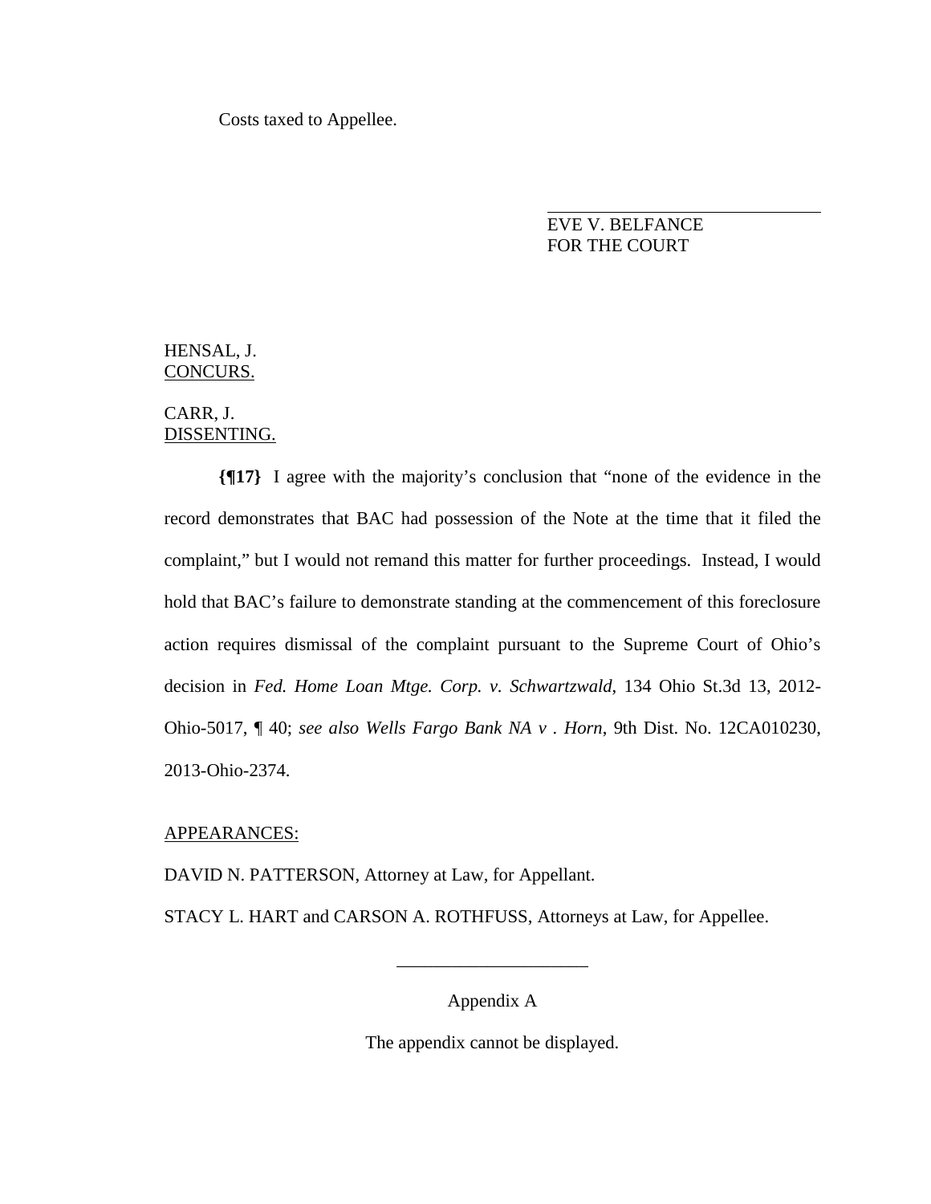Costs taxed to Appellee.

EVE V. BELFANCE
FOR THE COURT

HENSAL, J.
CONCURS.

CARR, J.
DISSENTING.

**{¶17}** I agree with the majority's conclusion that "none of the evidence in the record demonstrates that BAC had possession of the Note at the time that it filed the complaint," but I would not remand this matter for further proceedings. Instead, I would hold that BAC's failure to demonstrate standing at the commencement of this foreclosure action requires dismissal of the complaint pursuant to the Supreme Court of Ohio's decision in *Fed. Home Loan Mtge. Corp. v. Schwartzwald*, 134 Ohio St.3d 13, 2012-Ohio-5017, ¶ 40; *see also Wells Fargo Bank NA v . Horn*, 9th Dist. No. 12CA010230, 2013-Ohio-2374.

APPEARANCES:

DAVID N. PATTERSON, Attorney at Law, for Appellant.

STACY L. HART and CARSON A. ROTHFUSS, Attorneys at Law, for Appellee.

Appendix A

The appendix cannot be displayed.